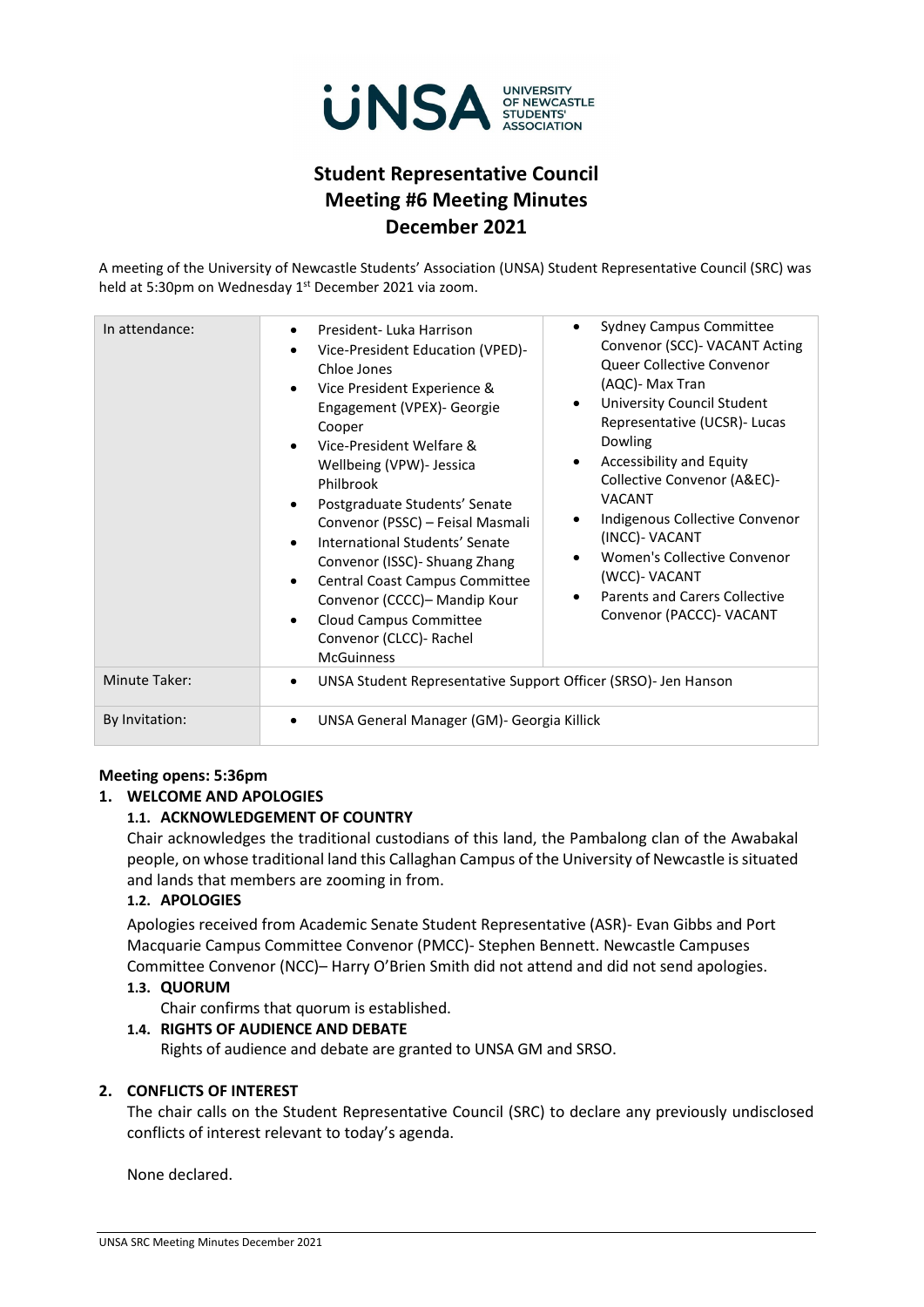# Student Representative Council Meeting #6 Meeting Minutes December 2021

A meeting of the University of Newcastle Students' Association (UNSA) Student Representative Council (SRC) was held at 5:30pm on Wednesday 1st December 2021 via zoom.

| In attendance: | <ul><li>President- Luka Harrison</li><li>Vice-President Education (VPED)- Chloe Jones</li><li>Vice President Experience & Engagement (VPEX)- Georgie Cooper</li><li>Vice-President Welfare & Wellbeing (VPW)- Jessica Philbrook</li><li>Postgraduate Students' Senate Convenor (PSSC) – Feisal Masmali</li><li>International Students' Senate Convenor (ISSC)- Shuang Zhang</li><li>Central Coast Campus Committee Convenor (CCCC)– Mandip Kour</li><li>Cloud Campus Committee Convenor (CLCC)- Rachel McGuinness</li></ul> | <ul><li>Sydney Campus Committee Convenor (SCC)- VACANT Acting Queer Collective Convenor (AQC)- Max Tran</li><li>University Council Student Representative (UCSR)- Lucas Dowling</li><li>Accessibility and Equity Collective Convenor (A&EC)- VACANT</li><li>Indigenous Collective Convenor (INCC)- VACANT</li><li>Women's Collective Convenor (WCC)- VACANT</li><li>Parents and Carers Collective Convenor (PACCC)- VACANT</li></ul> |
|---|---|---|
| Minute Taker: | UNSA Student Representative Support Officer (SRSO)- Jen Hanson | |
| By Invitation: | UNSA General Manager (GM)- Georgia Killick | |

**Meeting opens: 5:36pm**

## 1. WELCOME AND APOLOGIES

### 1.1. ACKNOWLEDGEMENT OF COUNTRY

Chair acknowledges the traditional custodians of this land, the Pambalong clan of the Awabakal people, on whose traditional land this Callaghan Campus of the University of Newcastle is situated and lands that members are zooming in from.

### 1.2. APOLOGIES

Apologies received from Academic Senate Student Representative (ASR)- Evan Gibbs and Port Macquarie Campus Committee Convenor (PMCC)- Stephen Bennett. Newcastle Campuses Committee Convenor (NCC)– Harry O'Brien Smith did not attend and did not send apologies.

### 1.3. QUORUM

Chair confirms that quorum is established.

### 1.4. RIGHTS OF AUDIENCE AND DEBATE

Rights of audience and debate are granted to UNSA GM and SRSO.

## 2. CONFLICTS OF INTEREST

The chair calls on the Student Representative Council (SRC) to declare any previously undisclosed conflicts of interest relevant to today's agenda.

None declared.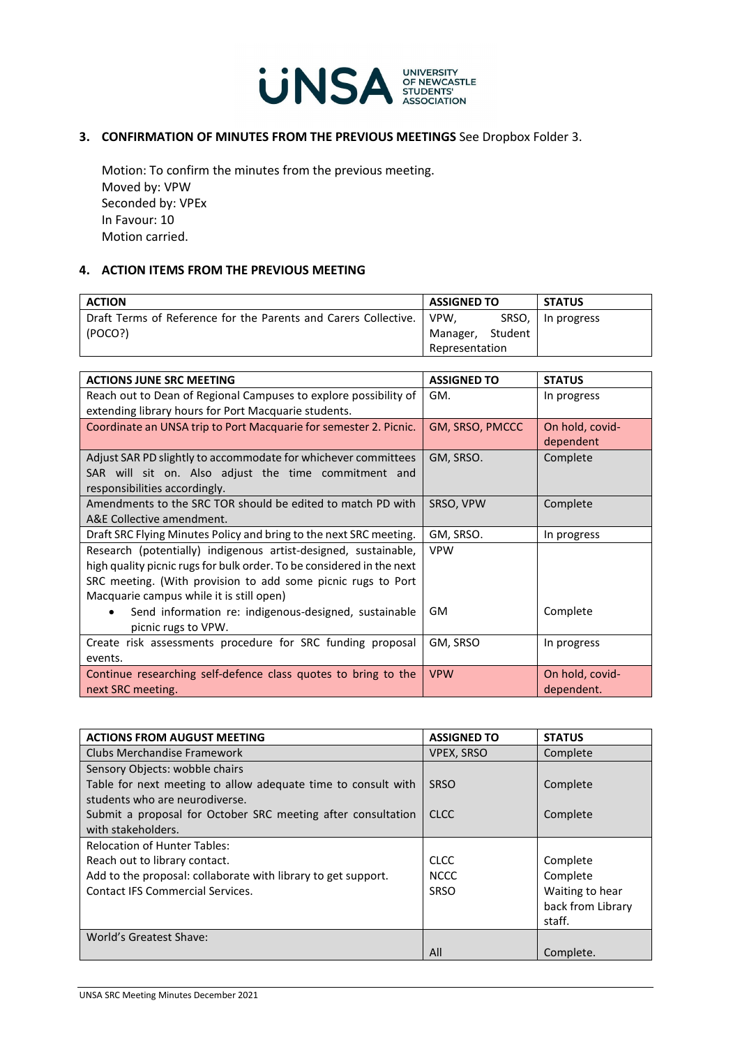## 3. CONFIRMATION OF MINUTES FROM THE PREVIOUS MEETINGS See Dropbox Folder 3.

Motion: To confirm the minutes from the previous meeting.
Moved by: VPW
Seconded by: VPEx
In Favour: 10
Motion carried.

## 4. ACTION ITEMS FROM THE PREVIOUS MEETING

| ACTION | ASSIGNED TO | STATUS |
|---|---|---|
| Draft Terms of Reference for the Parents and Carers Collective. (POCO?) | VPW, SRSO, Manager, Student Representation | In progress |

| ACTIONS JUNE SRC MEETING | ASSIGNED TO | STATUS |
|---|---|---|
| Reach out to Dean of Regional Campuses to explore possibility of extending library hours for Port Macquarie students. | GM. | In progress |
| Coordinate an UNSA trip to Port Macquarie for semester 2. Picnic. | GM, SRSO, PMCCC | On hold, covid-dependent |
| Adjust SAR PD slightly to accommodate for whichever committees SAR will sit on. Also adjust the time commitment and responsibilities accordingly. | GM, SRSO. | Complete |
| Amendments to the SRC TOR should be edited to match PD with A&E Collective amendment. | SRSO, VPW | Complete |
| Draft SRC Flying Minutes Policy and bring to the next SRC meeting. | GM, SRSO. | In progress |
| Research (potentially) indigenous artist-designed, sustainable, high quality picnic rugs for bulk order. To be considered in the next SRC meeting. (With provision to add some picnic rugs to Port Macquarie campus while it is still open)<br>• Send information re: indigenous-designed, sustainable picnic rugs to VPW. | VPW<br><br><br><br>GM | <br><br><br><br>Complete |
| Create risk assessments procedure for SRC funding proposal events. | GM, SRSO | In progress |
| Continue researching self-defence class quotes to bring to the next SRC meeting. | VPW | On hold, covid-dependent. |

| ACTIONS FROM AUGUST MEETING | ASSIGNED TO | STATUS |
|---|---|---|
| Clubs Merchandise Framework | VPEX, SRSO | Complete |
| Sensory Objects: wobble chairs<br>Table for next meeting to allow adequate time to consult with students who are neurodiverse.<br>Submit a proposal for October SRC meeting after consultation with stakeholders. | <br>SRSO<br><br>CLCC | <br>Complete<br><br>Complete |
| Relocation of Hunter Tables:<br>Reach out to library contact.<br>Add to the proposal: collaborate with library to get support.<br>Contact IFS Commercial Services. | <br>CLCC<br>NCCC<br>SRSO | <br>Complete<br>Complete<br>Waiting to hear back from Library staff. |
| World's Greatest Shave: | All | Complete. |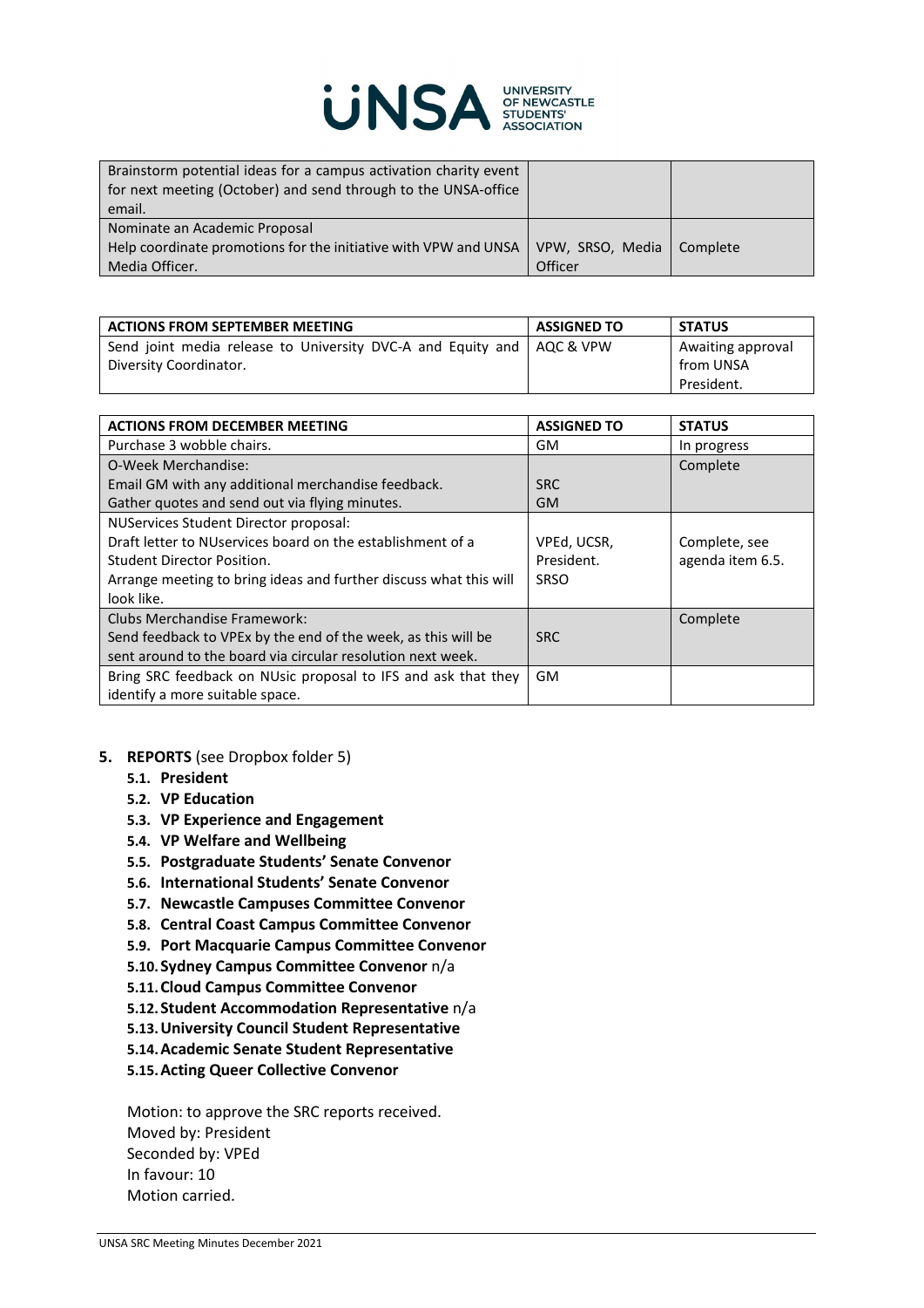| | | |
|---|---|---|
| Brainstorm potential ideas for a campus activation charity event for next meeting (October) and send through to the UNSA-office email. | | |
| Nominate an Academic Proposal<br>Help coordinate promotions for the initiative with VPW and UNSA Media Officer. | VPW, SRSO, Media Officer | Complete |

| ACTIONS FROM SEPTEMBER MEETING | ASSIGNED TO | STATUS |
|---|---|---|
| Send joint media release to University DVC-A and Equity and Diversity Coordinator. | AQC & VPW | Awaiting approval from UNSA President. |

| ACTIONS FROM DECEMBER MEETING | ASSIGNED TO | STATUS |
|---|---|---|
| Purchase 3 wobble chairs. | GM | In progress |
| O-Week Merchandise:<br>Email GM with any additional merchandise feedback.<br>Gather quotes and send out via flying minutes. | <br>SRC<br>GM | Complete |
| NUServices Student Director proposal:<br>Draft letter to NUservices board on the establishment of a Student Director Position.<br>Arrange meeting to bring ideas and further discuss what this will look like. | <br>VPEd, UCSR, President.<br>SRSO | <br>Complete, see agenda item 6.5. |
| Clubs Merchandise Framework:<br>Send feedback to VPEx by the end of the week, as this will be sent around to the board via circular resolution next week. | <br>SRC | Complete |
| Bring SRC feedback on NUsic proposal to IFS and ask that they identify a more suitable space. | GM | |

5. **REPORTS** (see Dropbox folder 5)
   - 5.1. **President**
   - 5.2. **VP Education**
   - 5.3. **VP Experience and Engagement**
   - 5.4. **VP Welfare and Wellbeing**
   - 5.5. **Postgraduate Students' Senate Convenor**
   - 5.6. **International Students' Senate Convenor**
   - 5.7. **Newcastle Campuses Committee Convenor**
   - 5.8. **Central Coast Campus Committee Convenor**
   - 5.9. **Port Macquarie Campus Committee Convenor**
   - 5.10. **Sydney Campus Committee Convenor** n/a
   - 5.11. **Cloud Campus Committee Convenor**
   - 5.12. **Student Accommodation Representative** n/a
   - 5.13. **University Council Student Representative**
   - 5.14. **Academic Senate Student Representative**
   - 5.15. **Acting Queer Collective Convenor**

   Motion: to approve the SRC reports received.
   Moved by: President
   Seconded by: VPEd
   In favour: 10
   Motion carried.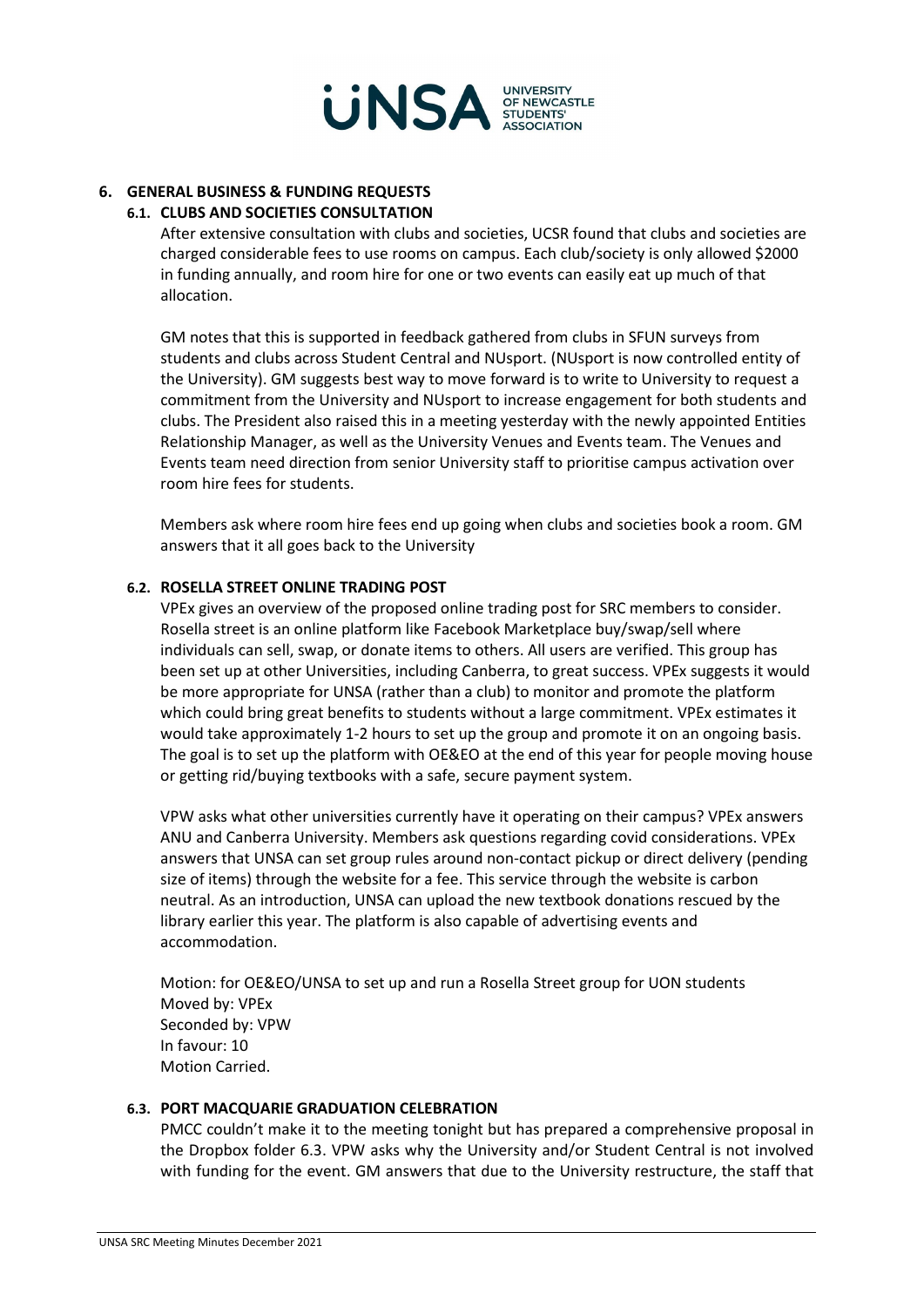## 6. GENERAL BUSINESS & FUNDING REQUESTS

### 6.1. CLUBS AND SOCIETIES CONSULTATION

After extensive consultation with clubs and societies, UCSR found that clubs and societies are charged considerable fees to use rooms on campus. Each club/society is only allowed $2000 in funding annually, and room hire for one or two events can easily eat up much of that allocation.

GM notes that this is supported in feedback gathered from clubs in SFUN surveys from students and clubs across Student Central and NUsport. (NUsport is now controlled entity of the University). GM suggests best way to move forward is to write to University to request a commitment from the University and NUsport to increase engagement for both students and clubs. The President also raised this in a meeting yesterday with the newly appointed Entities Relationship Manager, as well as the University Venues and Events team. The Venues and Events team need direction from senior University staff to prioritise campus activation over room hire fees for students.

Members ask where room hire fees end up going when clubs and societies book a room. GM answers that it all goes back to the University

### 6.2. ROSELLA STREET ONLINE TRADING POST

VPEx gives an overview of the proposed online trading post for SRC members to consider. Rosella street is an online platform like Facebook Marketplace buy/swap/sell where individuals can sell, swap, or donate items to others. All users are verified. This group has been set up at other Universities, including Canberra, to great success. VPEx suggests it would be more appropriate for UNSA (rather than a club) to monitor and promote the platform which could bring great benefits to students without a large commitment. VPEx estimates it would take approximately 1-2 hours to set up the group and promote it on an ongoing basis. The goal is to set up the platform with OE&EO at the end of this year for people moving house or getting rid/buying textbooks with a safe, secure payment system.

VPW asks what other universities currently have it operating on their campus? VPEx answers ANU and Canberra University. Members ask questions regarding covid considerations. VPEx answers that UNSA can set group rules around non-contact pickup or direct delivery (pending size of items) through the website for a fee. This service through the website is carbon neutral. As an introduction, UNSA can upload the new textbook donations rescued by the library earlier this year. The platform is also capable of advertising events and accommodation.

Motion: for OE&EO/UNSA to set up and run a Rosella Street group for UON students
Moved by: VPEx
Seconded by: VPW
In favour: 10
Motion Carried.

### 6.3. PORT MACQUARIE GRADUATION CELEBRATION

PMCC couldn't make it to the meeting tonight but has prepared a comprehensive proposal in the Dropbox folder 6.3. VPW asks why the University and/or Student Central is not involved with funding for the event. GM answers that due to the University restructure, the staff that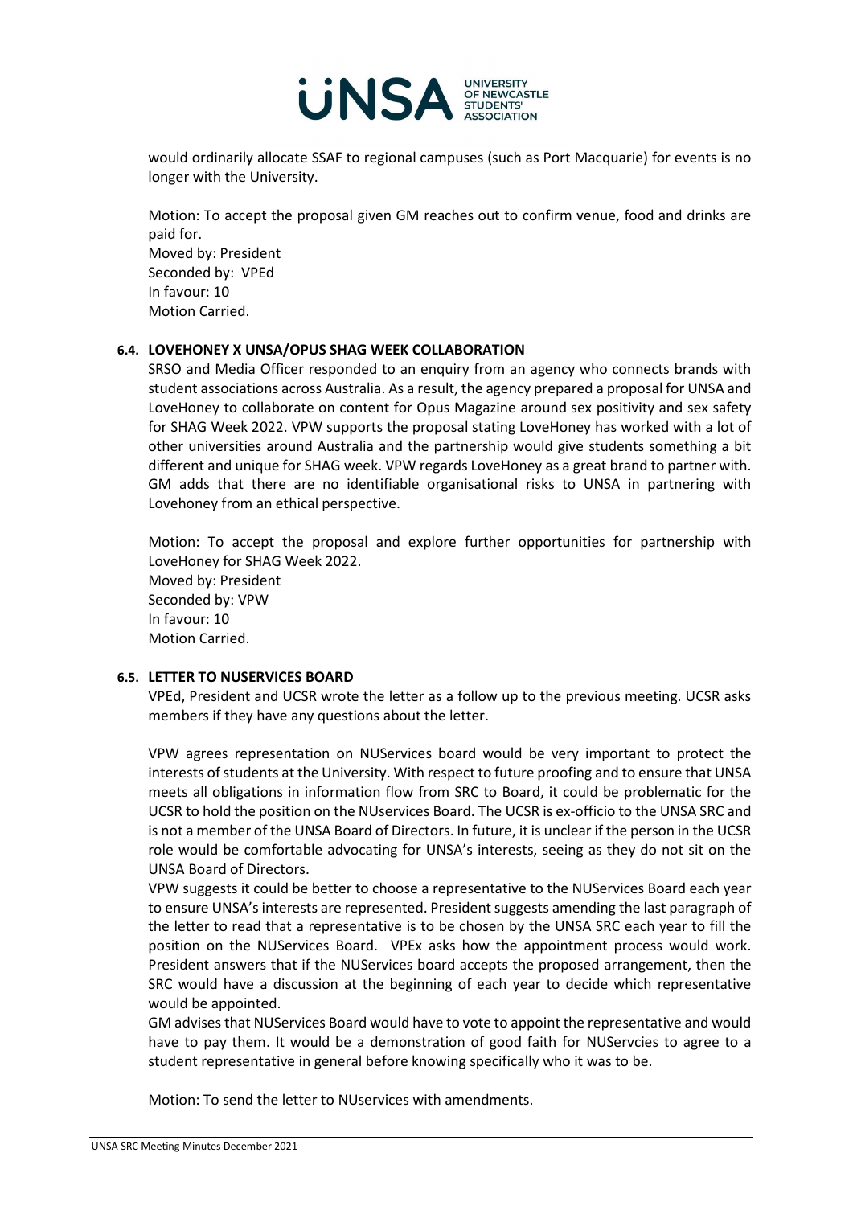would ordinarily allocate SSAF to regional campuses (such as Port Macquarie) for events is no longer with the University.

Motion: To accept the proposal given GM reaches out to confirm venue, food and drinks are paid for.
Moved by: President
Seconded by: VPEd
In favour: 10
Motion Carried.

### 6.4. LOVEHONEY X UNSA/OPUS SHAG WEEK COLLABORATION

SRSO and Media Officer responded to an enquiry from an agency who connects brands with student associations across Australia. As a result, the agency prepared a proposal for UNSA and LoveHoney to collaborate on content for Opus Magazine around sex positivity and sex safety for SHAG Week 2022. VPW supports the proposal stating LoveHoney has worked with a lot of other universities around Australia and the partnership would give students something a bit different and unique for SHAG week. VPW regards LoveHoney as a great brand to partner with. GM adds that there are no identifiable organisational risks to UNSA in partnering with Lovehoney from an ethical perspective.

Motion: To accept the proposal and explore further opportunities for partnership with LoveHoney for SHAG Week 2022.
Moved by: President
Seconded by: VPW
In favour: 10
Motion Carried.

### 6.5. LETTER TO NUSERVICES BOARD

VPEd, President and UCSR wrote the letter as a follow up to the previous meeting. UCSR asks members if they have any questions about the letter.

VPW agrees representation on NUServices board would be very important to protect the interests of students at the University. With respect to future proofing and to ensure that UNSA meets all obligations in information flow from SRC to Board, it could be problematic for the UCSR to hold the position on the NUservices Board. The UCSR is ex-officio to the UNSA SRC and is not a member of the UNSA Board of Directors. In future, it is unclear if the person in the UCSR role would be comfortable advocating for UNSA's interests, seeing as they do not sit on the UNSA Board of Directors.
VPW suggests it could be better to choose a representative to the NUServices Board each year to ensure UNSA's interests are represented. President suggests amending the last paragraph of the letter to read that a representative is to be chosen by the UNSA SRC each year to fill the position on the NUServices Board. VPEx asks how the appointment process would work. President answers that if the NUServices board accepts the proposed arrangement, then the SRC would have a discussion at the beginning of each year to decide which representative would be appointed.
GM advises that NUServices Board would have to vote to appoint the representative and would have to pay them. It would be a demonstration of good faith for NUServcies to agree to a student representative in general before knowing specifically who it was to be.

Motion: To send the letter to NUservices with amendments.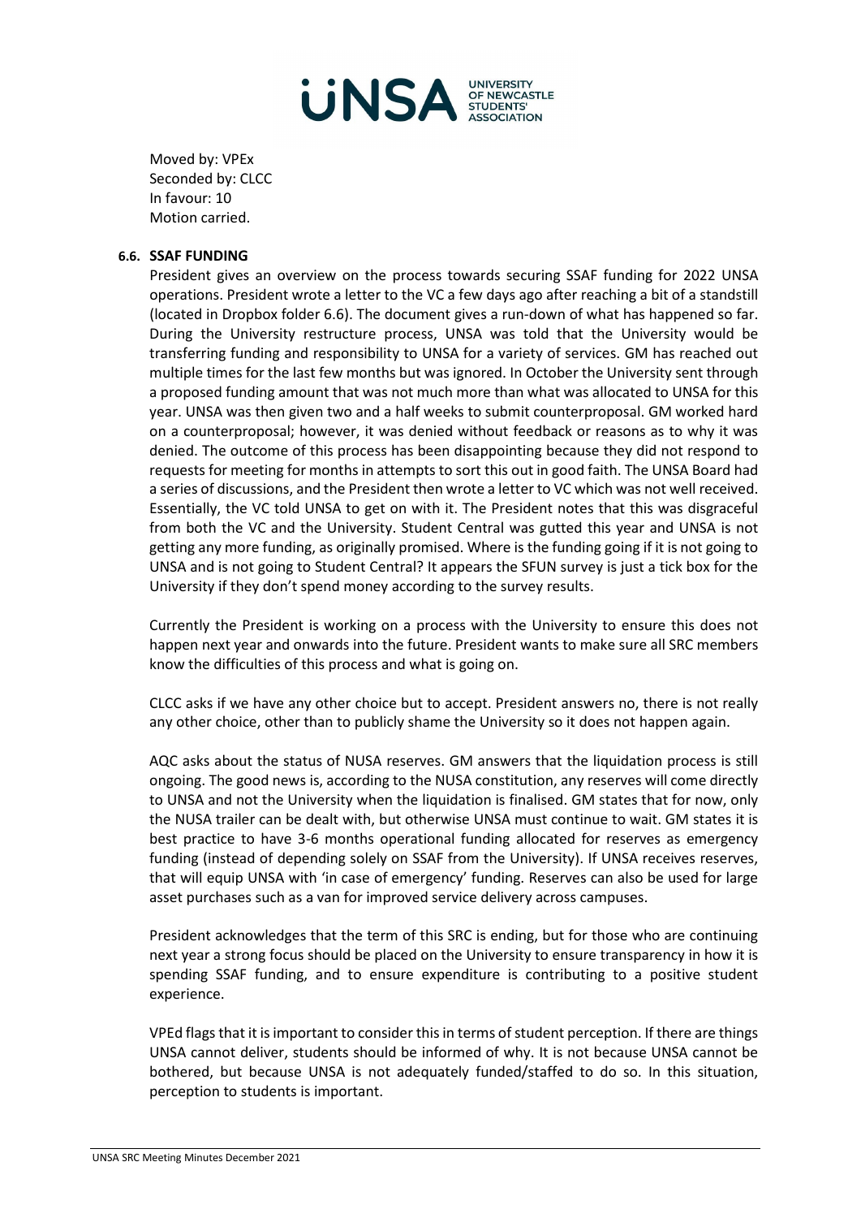Moved by: VPEx
Seconded by: CLCC
In favour: 10
Motion carried.

### 6.6. SSAF FUNDING

President gives an overview on the process towards securing SSAF funding for 2022 UNSA operations. President wrote a letter to the VC a few days ago after reaching a bit of a standstill (located in Dropbox folder 6.6). The document gives a run-down of what has happened so far. During the University restructure process, UNSA was told that the University would be transferring funding and responsibility to UNSA for a variety of services. GM has reached out multiple times for the last few months but was ignored. In October the University sent through a proposed funding amount that was not much more than what was allocated to UNSA for this year. UNSA was then given two and a half weeks to submit counterproposal. GM worked hard on a counterproposal; however, it was denied without feedback or reasons as to why it was denied. The outcome of this process has been disappointing because they did not respond to requests for meeting for months in attempts to sort this out in good faith. The UNSA Board had a series of discussions, and the President then wrote a letter to VC which was not well received. Essentially, the VC told UNSA to get on with it. The President notes that this was disgraceful from both the VC and the University. Student Central was gutted this year and UNSA is not getting any more funding, as originally promised. Where is the funding going if it is not going to UNSA and is not going to Student Central? It appears the SFUN survey is just a tick box for the University if they don't spend money according to the survey results.

Currently the President is working on a process with the University to ensure this does not happen next year and onwards into the future. President wants to make sure all SRC members know the difficulties of this process and what is going on.

CLCC asks if we have any other choice but to accept. President answers no, there is not really any other choice, other than to publicly shame the University so it does not happen again.

AQC asks about the status of NUSA reserves. GM answers that the liquidation process is still ongoing. The good news is, according to the NUSA constitution, any reserves will come directly to UNSA and not the University when the liquidation is finalised. GM states that for now, only the NUSA trailer can be dealt with, but otherwise UNSA must continue to wait. GM states it is best practice to have 3-6 months operational funding allocated for reserves as emergency funding (instead of depending solely on SSAF from the University). If UNSA receives reserves, that will equip UNSA with 'in case of emergency' funding. Reserves can also be used for large asset purchases such as a van for improved service delivery across campuses.

President acknowledges that the term of this SRC is ending, but for those who are continuing next year a strong focus should be placed on the University to ensure transparency in how it is spending SSAF funding, and to ensure expenditure is contributing to a positive student experience.

VPEd flags that it is important to consider this in terms of student perception. If there are things UNSA cannot deliver, students should be informed of why. It is not because UNSA cannot be bothered, but because UNSA is not adequately funded/staffed to do so. In this situation, perception to students is important.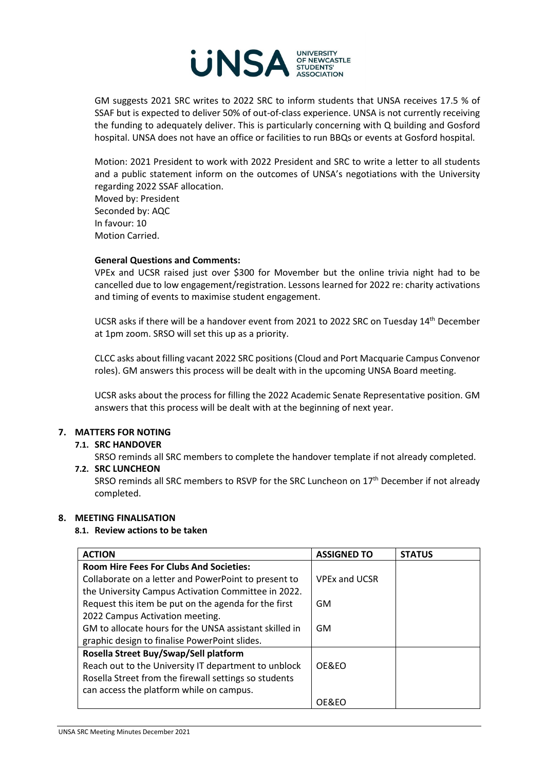GM suggests 2021 SRC writes to 2022 SRC to inform students that UNSA receives 17.5 % of SSAF but is expected to deliver 50% of out-of-class experience. UNSA is not currently receiving the funding to adequately deliver. This is particularly concerning with Q building and Gosford hospital. UNSA does not have an office or facilities to run BBQs or events at Gosford hospital.

Motion: 2021 President to work with 2022 President and SRC to write a letter to all students and a public statement inform on the outcomes of UNSA's negotiations with the University regarding 2022 SSAF allocation.
Moved by: President
Seconded by: AQC
In favour: 10
Motion Carried.

**General Questions and Comments:**

VPEx and UCSR raised just over $300 for Movember but the online trivia night had to be cancelled due to low engagement/registration. Lessons learned for 2022 re: charity activations and timing of events to maximise student engagement.

UCSR asks if there will be a handover event from 2021 to 2022 SRC on Tuesday 14th December at 1pm zoom. SRSO will set this up as a priority.

CLCC asks about filling vacant 2022 SRC positions (Cloud and Port Macquarie Campus Convenor roles). GM answers this process will be dealt with in the upcoming UNSA Board meeting.

UCSR asks about the process for filling the 2022 Academic Senate Representative position. GM answers that this process will be dealt with at the beginning of next year.

## 7. MATTERS FOR NOTING

### 7.1. SRC HANDOVER

SRSO reminds all SRC members to complete the handover template if not already completed.

### 7.2. SRC LUNCHEON

SRSO reminds all SRC members to RSVP for the SRC Luncheon on 17th December if not already completed.

## 8. MEETING FINALISATION

### 8.1. Review actions to be taken

| ACTION | ASSIGNED TO | STATUS |
|---|---|---|
| **Room Hire Fees For Clubs And Societies:** | | |
| Collaborate on a letter and PowerPoint to present to the University Campus Activation Committee in 2022. | VPEx and UCSR | |
| Request this item be put on the agenda for the first 2022 Campus Activation meeting. | GM | |
| GM to allocate hours for the UNSA assistant skilled in graphic design to finalise PowerPoint slides. | GM | |
| **Rosella Street Buy/Swap/Sell platform** | | |
| Reach out to the University IT department to unblock Rosella Street from the firewall settings so students can access the platform while on campus. | OE&EO | |
| | OE&EO | |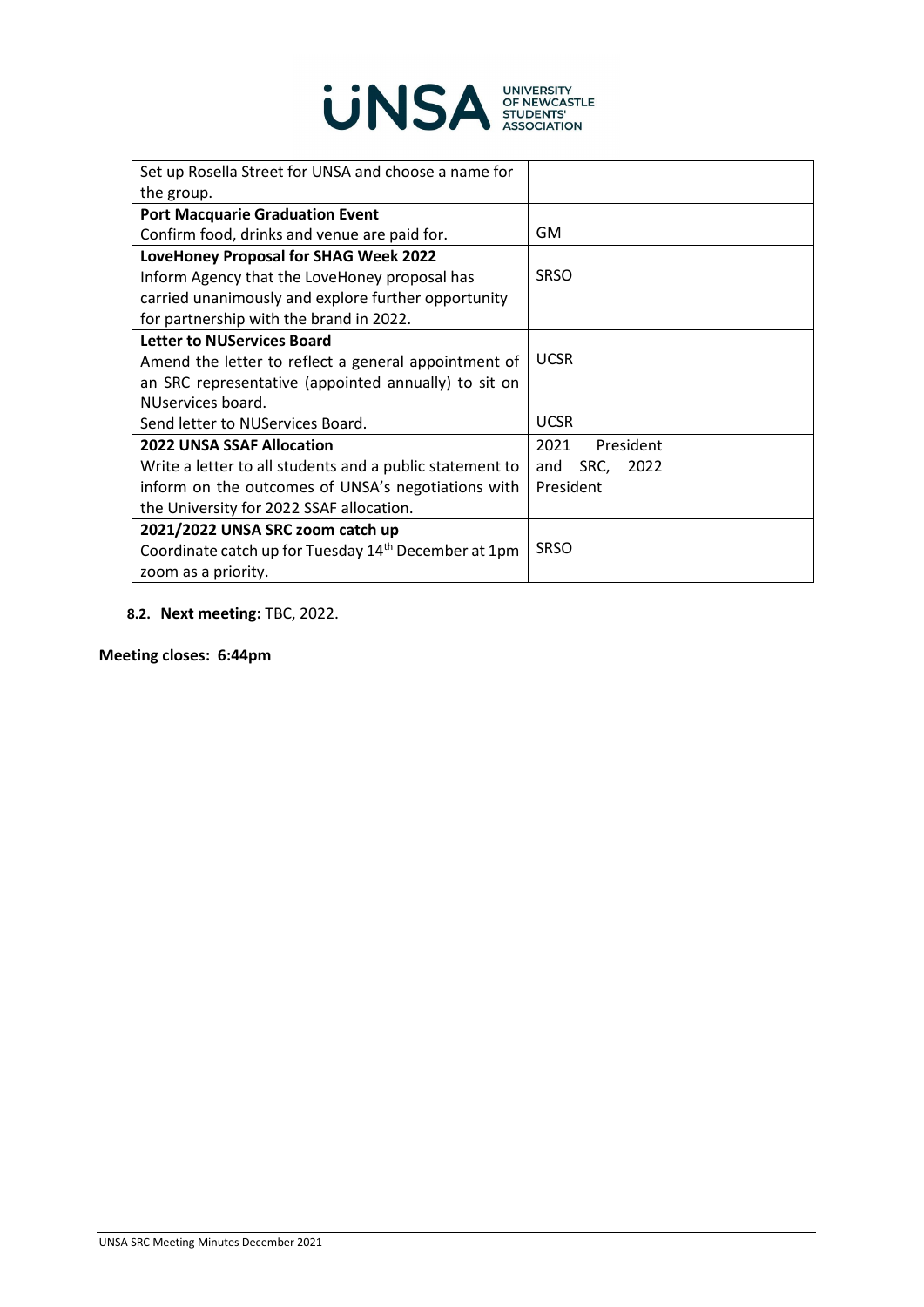| | | |
|---|---|---|
| Set up Rosella Street for UNSA and choose a name for the group. | | |
| **Port Macquarie Graduation Event**<br>Confirm food, drinks and venue are paid for. | GM | |
| **LoveHoney Proposal for SHAG Week 2022**<br>Inform Agency that the LoveHoney proposal has carried unanimously and explore further opportunity for partnership with the brand in 2022. | SRSO | |
| **Letter to NUServices Board**<br>Amend the letter to reflect a general appointment of an SRC representative (appointed annually) to sit on NUservices board.<br>Send letter to NUServices Board. | UCSR<br><br><br>UCSR | |
| **2022 UNSA SSAF Allocation**<br>Write a letter to all students and a public statement to inform on the outcomes of UNSA's negotiations with the University for 2022 SSAF allocation. | 2021 President and SRC, 2022 President | |
| **2021/2022 UNSA SRC zoom catch up**<br>Coordinate catch up for Tuesday 14th December at 1pm zoom as a priority. | SRSO | |

**8.2. Next meeting:** TBC, 2022.

**Meeting closes: 6:44pm**